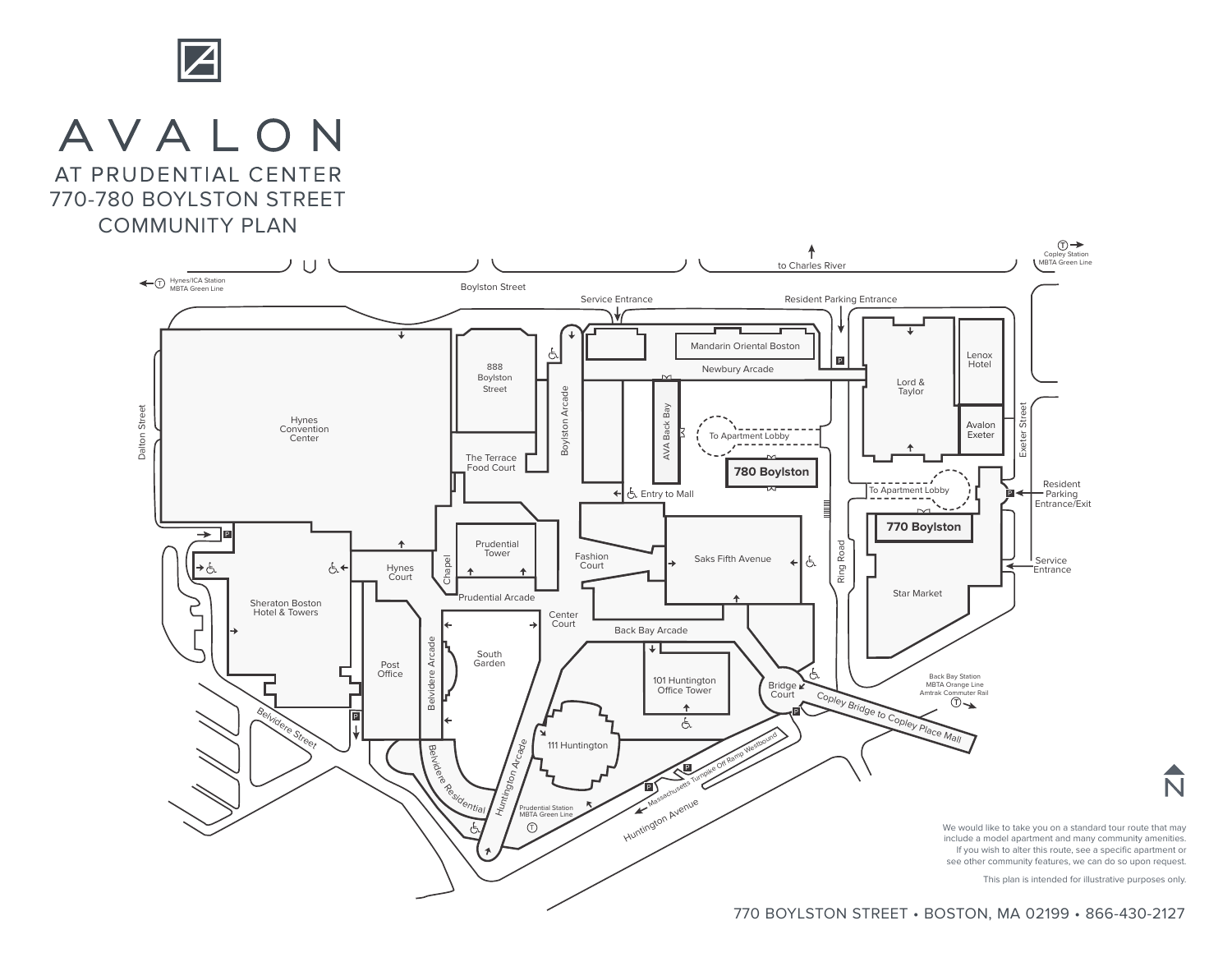# AVALON

## AT PRUDENTIAL CENTER
## 770-780 BOYLSTON STREET
## COMMUNITY PLAN

to Charles River

Copley Station MBTA Green Line

Hynes/ICA Station MBTA Green Line

Boylston Street

Service Entrance

Resident Parking Entrance

Mandarin Oriental Boston

Newbury Arcade

888 Boylston Street

Boylston Arcade

AVA Back Bay

Lord & Taylor

Lenox Hotel

Avalon Exeter

Exeter Street

Dalton Street

Hynes Convention Center

The Terrace Food Court

To Apartment Lobby

**780 Boylston**

Entry to Mall

To Apartment Lobby

Resident Parking Entrance/Exit

**770 Boylston**

Prudential Tower

Fashion Court

Saks Fifth Avenue

Ring Road

Service Entrance

Hynes Court

Chapel

Prudential Arcade

Star Market

Sheraton Boston Hotel & Towers

Center Court

Back Bay Arcade

South Garden

Post Office

Belvidere Arcade

101 Huntington Office Tower

Bridge Court

Back Bay Station MBTA Orange Line Amtrak Commuter Rail

Copley Bridge to Copley Place Mall

Belvidere Street

111 Huntington

Massachusetts Turnpike Off Ramp Westbound

Belvidere Residential

Huntington Arcade

Prudential Station MBTA Green Line

Huntington Avenue

N

We would like to take you on a standard tour route that may include a model apartment and many community amenities. If you wish to alter this route, see a specific apartment or see other community features, we can do so upon request.

This plan is intended for illustrative purposes only.

770 BOYLSTON STREET • BOSTON, MA 02199 • 866-430-2127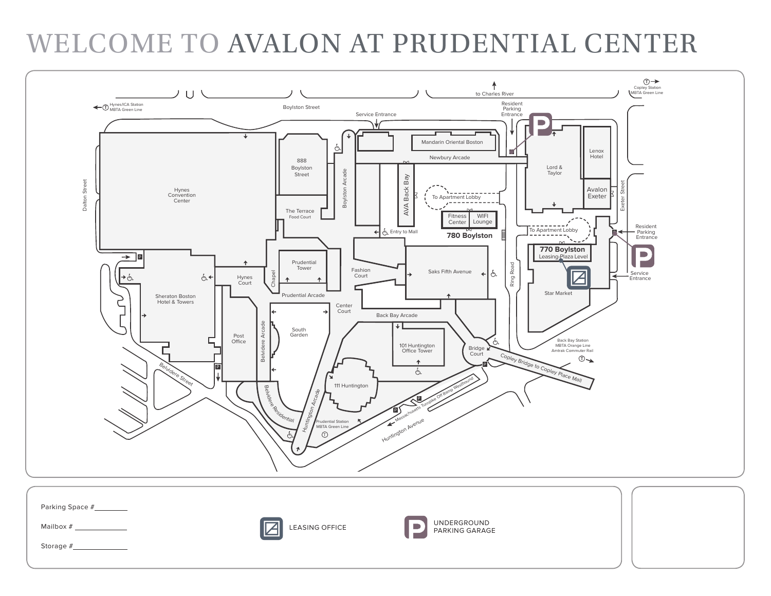# WELCOME TO AVALON AT PRUDENTIAL CENTER

Boylston Street

Hynes/ICA Station MBTA Green Line

to Charles River

Copley Station MBTA Green Line

Service Entrance

Resident Parking Entrance

Mandarin Oriental Boston

Newbury Arcade

888 Boylston Street

Hynes Convention Center

Dalton Street

Boylston Arcade

AVA Back Bay

To Apartment Lobby

Fitness Center

WIFI Lounge

780 Boylston

Lord & Taylor

Lenox Hotel

Avalon Exeter

Exeter Street

Resident Parking Entrance

To Apartment Lobby

770 Boylston
Leasing-Plaza Level

Service Entrance

Star Market

The Terrace
Food Court

Entry to Mall

Prudential Tower

Chapel

Hynes Court

Fashion Court

Saks Fifth Avenue

Ring Road

Sheraton Boston Hotel & Towers

Prudential Arcade

Center Court

Back Bay Arcade

Post Office

Belvidere Arcade

South Garden

101 Huntington Office Tower

Bridge Court

Copley Bridge to Copley Place Mall

Back Bay Station MBTA Orange Line Amtrak Commuter Rail

Belvidere Street

Belvidere Residential

Huntington Arcade

111 Huntington

Massachusetts Turnpike Off Ramp Westbound

Prudential Station MBTA Green Line

Huntington Avenue

Parking Space #________

Mailbox # ____________

Storage #_____________

LEASING OFFICE

UNDERGROUND PARKING GARAGE